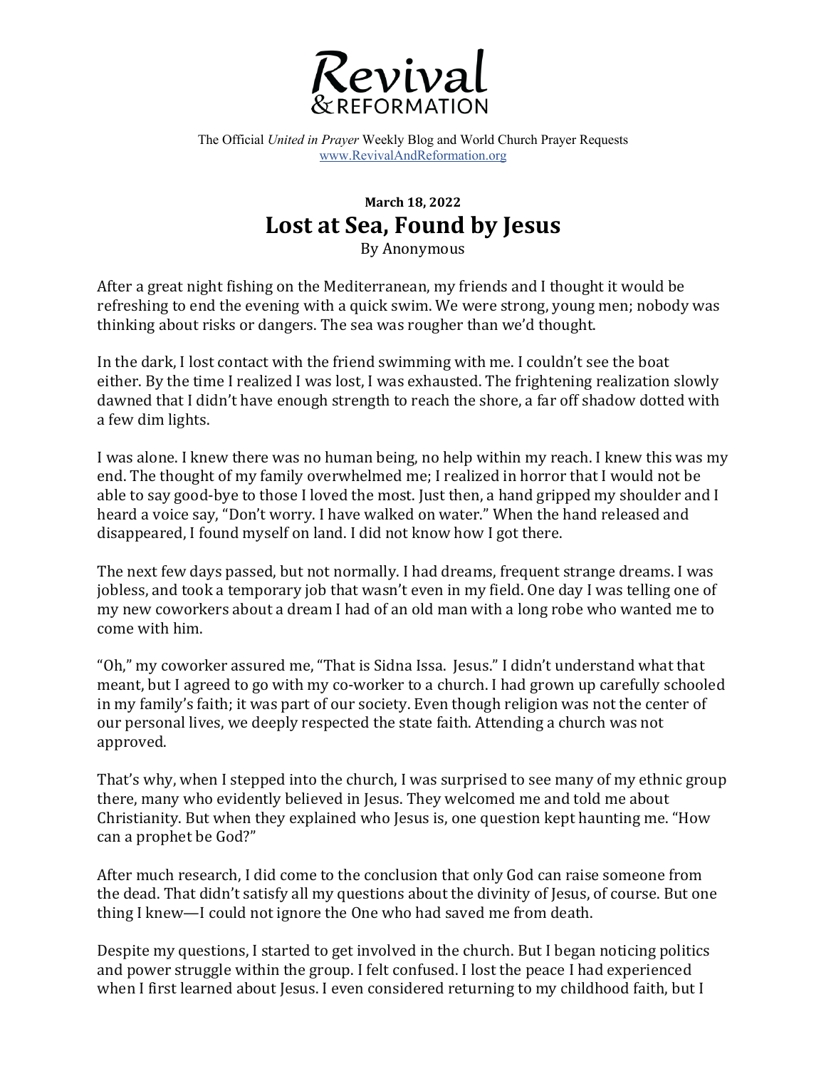# Revival & REFORMATION

The Official *United in Prayer* Weekly Blog and World Church Prayer Requests
www.RevivalAndReformation.org

**March 18, 2022**

## Lost at Sea, Found by Jesus

By Anonymous

After a great night fishing on the Mediterranean, my friends and I thought it would be refreshing to end the evening with a quick swim. We were strong, young men; nobody was thinking about risks or dangers. The sea was rougher than we'd thought.

In the dark, I lost contact with the friend swimming with me. I couldn't see the boat either. By the time I realized I was lost, I was exhausted. The frightening realization slowly dawned that I didn't have enough strength to reach the shore, a far off shadow dotted with a few dim lights.

I was alone. I knew there was no human being, no help within my reach. I knew this was my end. The thought of my family overwhelmed me; I realized in horror that I would not be able to say good-bye to those I loved the most. Just then, a hand gripped my shoulder and I heard a voice say, "Don't worry. I have walked on water." When the hand released and disappeared, I found myself on land. I did not know how I got there.

The next few days passed, but not normally. I had dreams, frequent strange dreams. I was jobless, and took a temporary job that wasn't even in my field. One day I was telling one of my new coworkers about a dream I had of an old man with a long robe who wanted me to come with him.

"Oh," my coworker assured me, "That is Sidna Issa. Jesus." I didn't understand what that meant, but I agreed to go with my co-worker to a church. I had grown up carefully schooled in my family's faith; it was part of our society. Even though religion was not the center of our personal lives, we deeply respected the state faith. Attending a church was not approved.

That's why, when I stepped into the church, I was surprised to see many of my ethnic group there, many who evidently believed in Jesus. They welcomed me and told me about Christianity. But when they explained who Jesus is, one question kept haunting me. "How can a prophet be God?"

After much research, I did come to the conclusion that only God can raise someone from the dead. That didn't satisfy all my questions about the divinity of Jesus, of course. But one thing I knew—I could not ignore the One who had saved me from death.

Despite my questions, I started to get involved in the church. But I began noticing politics and power struggle within the group. I felt confused. I lost the peace I had experienced when I first learned about Jesus. I even considered returning to my childhood faith, but I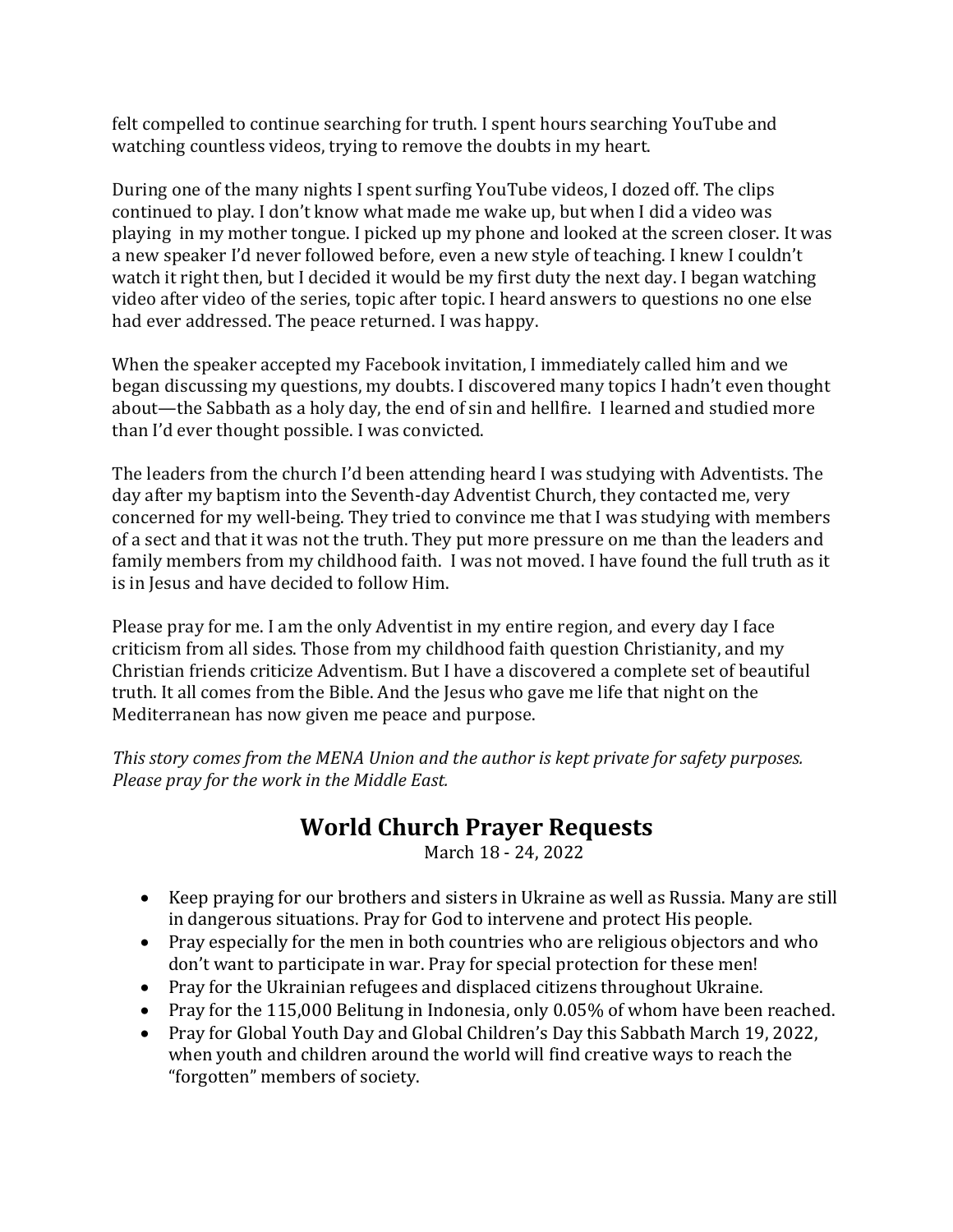felt compelled to continue searching for truth. I spent hours searching YouTube and watching countless videos, trying to remove the doubts in my heart.

During one of the many nights I spent surfing YouTube videos, I dozed off. The clips continued to play. I don't know what made me wake up, but when I did a video was playing in my mother tongue. I picked up my phone and looked at the screen closer. It was a new speaker I'd never followed before, even a new style of teaching. I knew I couldn't watch it right then, but I decided it would be my first duty the next day. I began watching video after video of the series, topic after topic. I heard answers to questions no one else had ever addressed. The peace returned. I was happy.

When the speaker accepted my Facebook invitation, I immediately called him and we began discussing my questions, my doubts. I discovered many topics I hadn't even thought about—the Sabbath as a holy day, the end of sin and hellfire. I learned and studied more than I'd ever thought possible. I was convicted.

The leaders from the church I'd been attending heard I was studying with Adventists. The day after my baptism into the Seventh-day Adventist Church, they contacted me, very concerned for my well-being. They tried to convince me that I was studying with members of a sect and that it was not the truth. They put more pressure on me than the leaders and family members from my childhood faith. I was not moved. I have found the full truth as it is in Jesus and have decided to follow Him.

Please pray for me. I am the only Adventist in my entire region, and every day I face criticism from all sides. Those from my childhood faith question Christianity, and my Christian friends criticize Adventism. But I have a discovered a complete set of beautiful truth. It all comes from the Bible. And the Jesus who gave me life that night on the Mediterranean has now given me peace and purpose.

*This story comes from the MENA Union and the author is kept private for safety purposes. Please pray for the work in the Middle East.*

## World Church Prayer Requests

March 18 - 24, 2022

- Keep praying for our brothers and sisters in Ukraine as well as Russia. Many are still in dangerous situations. Pray for God to intervene and protect His people.
- Pray especially for the men in both countries who are religious objectors and who don't want to participate in war. Pray for special protection for these men!
- Pray for the Ukrainian refugees and displaced citizens throughout Ukraine.
- Pray for the 115,000 Belitung in Indonesia, only 0.05% of whom have been reached.
- Pray for Global Youth Day and Global Children's Day this Sabbath March 19, 2022, when youth and children around the world will find creative ways to reach the "forgotten" members of society.